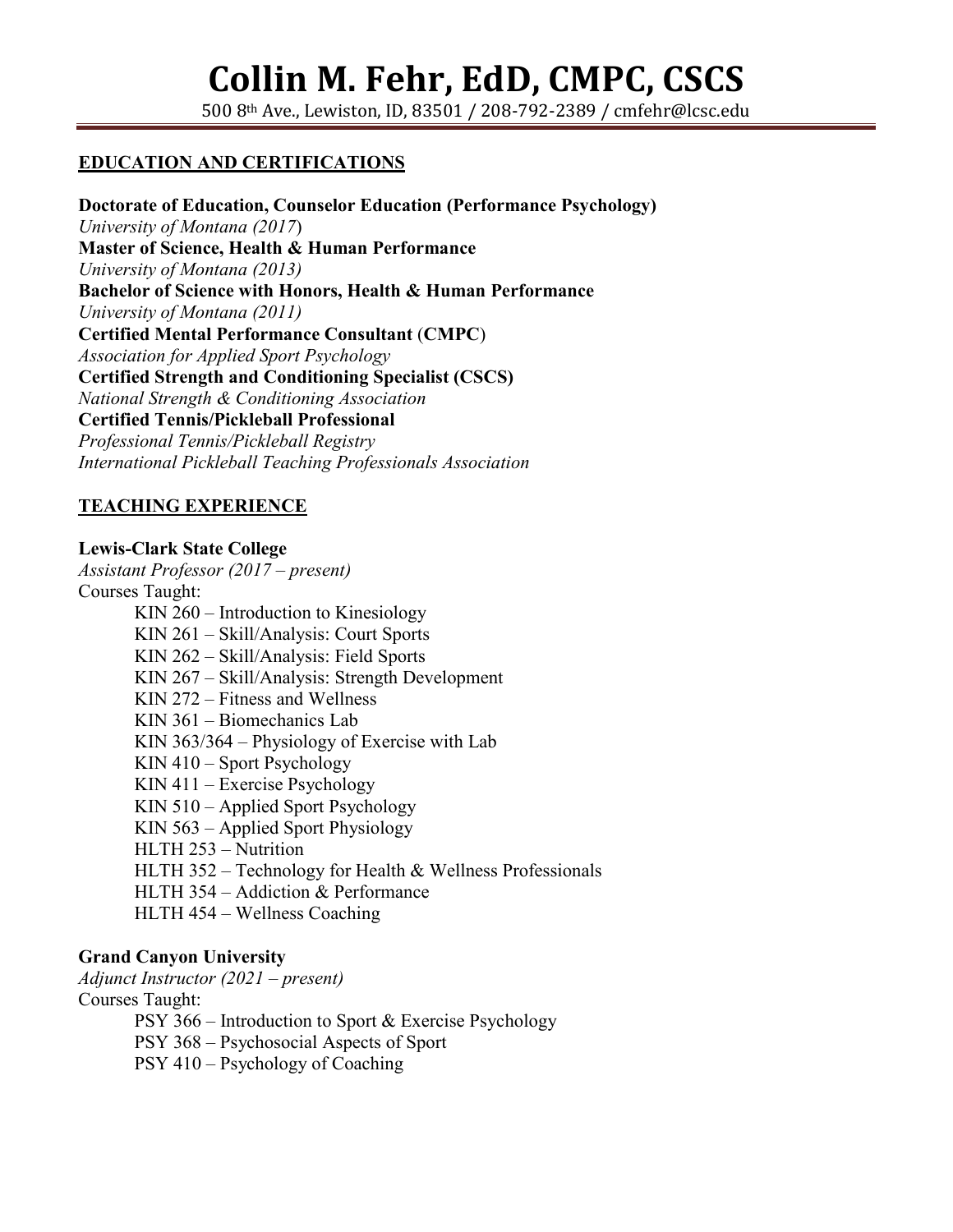# Collin M. Fehr, EdD, CMPC, CSCS

500 8th Ave., Lewiston, ID, 83501 / 208-792-2389 / cmfehr@lcsc.edu

## EDUCATION AND CERTIFICATIONS

**Doctorate of Education, Counselor Education (Performance Psychology)**
*University of Montana (2017)*
**Master of Science, Health & Human Performance**
*University of Montana (2013)*
**Bachelor of Science with Honors, Health & Human Performance**
*University of Montana (2011)*
**Certified Mental Performance Consultant (CMPC)**
*Association for Applied Sport Psychology*
**Certified Strength and Conditioning Specialist (CSCS)**
*National Strength & Conditioning Association*
**Certified Tennis/Pickleball Professional**
*Professional Tennis/Pickleball Registry*
*International Pickleball Teaching Professionals Association*

## TEACHING EXPERIENCE

**Lewis-Clark State College**
*Assistant Professor (2017 – present)*
Courses Taught:

- KIN 260 – Introduction to Kinesiology
- KIN 261 – Skill/Analysis: Court Sports
- KIN 262 – Skill/Analysis: Field Sports
- KIN 267 – Skill/Analysis: Strength Development
- KIN 272 – Fitness and Wellness
- KIN 361 – Biomechanics Lab
- KIN 363/364 – Physiology of Exercise with Lab
- KIN 410 – Sport Psychology
- KIN 411 – Exercise Psychology
- KIN 510 – Applied Sport Psychology
- KIN 563 – Applied Sport Physiology
- HLTH 253 – Nutrition
- HLTH 352 – Technology for Health & Wellness Professionals
- HLTH 354 – Addiction & Performance
- HLTH 454 – Wellness Coaching

**Grand Canyon University**
*Adjunct Instructor (2021 – present)*
Courses Taught:

- PSY 366 – Introduction to Sport & Exercise Psychology
- PSY 368 – Psychosocial Aspects of Sport
- PSY 410 – Psychology of Coaching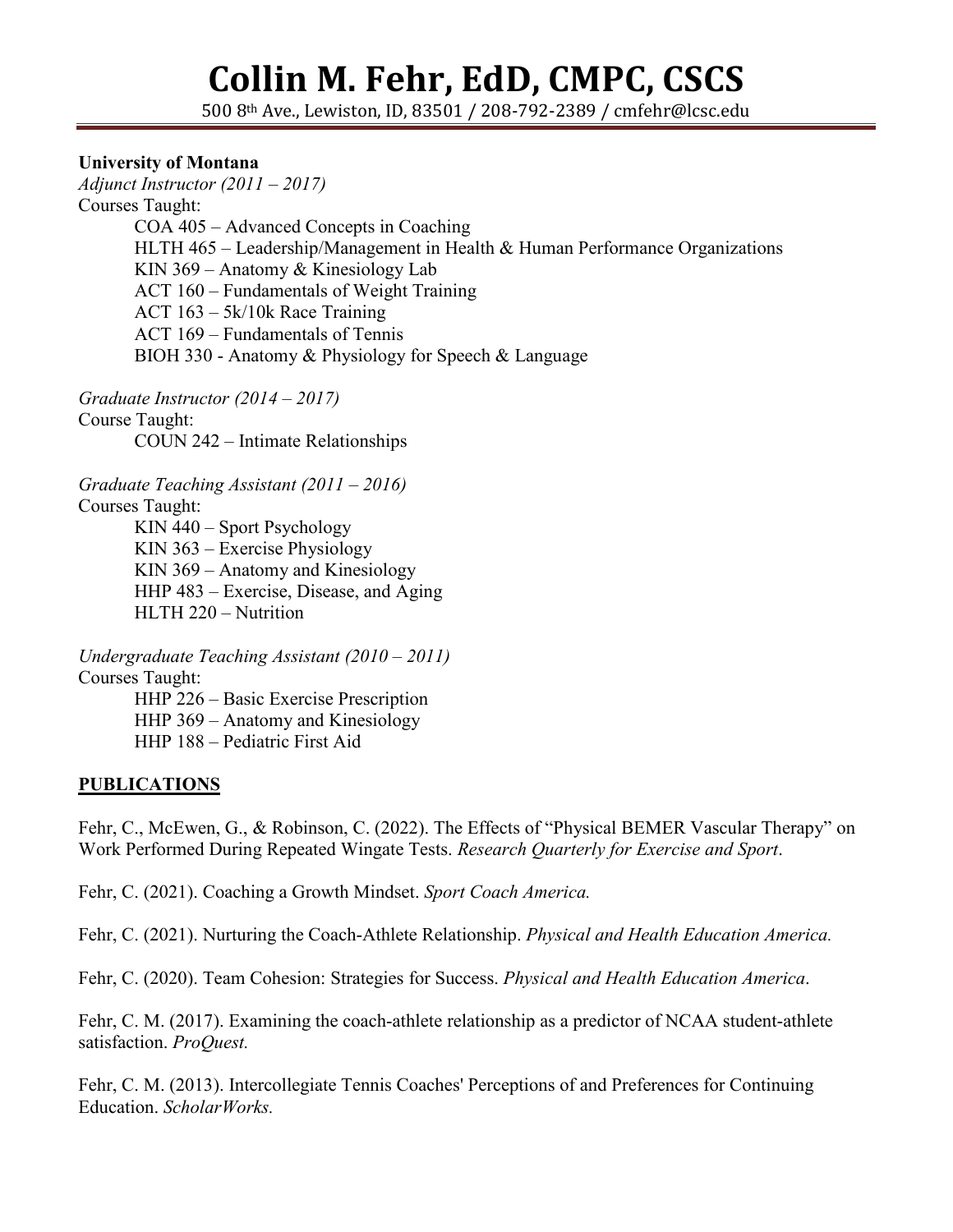# Collin M. Fehr, EdD, CMPC, CSCS

500 8th Ave., Lewiston, ID, 83501 / 208-792-2389 / cmfehr@lcsc.edu

**University of Montana**

*Adjunct Instructor (2011 – 2017)*

Courses Taught:

- COA 405 – Advanced Concepts in Coaching
- HLTH 465 – Leadership/Management in Health & Human Performance Organizations
- KIN 369 – Anatomy & Kinesiology Lab
- ACT 160 – Fundamentals of Weight Training
- ACT 163 – 5k/10k Race Training
- ACT 169 – Fundamentals of Tennis
- BIOH 330 - Anatomy & Physiology for Speech & Language

*Graduate Instructor (2014 – 2017)*

Course Taught:

- COUN 242 – Intimate Relationships

*Graduate Teaching Assistant (2011 – 2016)*

Courses Taught:

- KIN 440 – Sport Psychology
- KIN 363 – Exercise Physiology
- KIN 369 – Anatomy and Kinesiology
- HHP 483 – Exercise, Disease, and Aging
- HLTH 220 – Nutrition

*Undergraduate Teaching Assistant (2010 – 2011)*

Courses Taught:

- HHP 226 – Basic Exercise Prescription
- HHP 369 – Anatomy and Kinesiology
- HHP 188 – Pediatric First Aid

## PUBLICATIONS

Fehr, C., McEwen, G., & Robinson, C. (2022). The Effects of "Physical BEMER Vascular Therapy" on Work Performed During Repeated Wingate Tests. *Research Quarterly for Exercise and Sport*.

Fehr, C. (2021). Coaching a Growth Mindset. *Sport Coach America.*

Fehr, C. (2021). Nurturing the Coach-Athlete Relationship. *Physical and Health Education America.*

Fehr, C. (2020). Team Cohesion: Strategies for Success. *Physical and Health Education America*.

Fehr, C. M. (2017). Examining the coach-athlete relationship as a predictor of NCAA student-athlete satisfaction. *ProQuest.*

Fehr, C. M. (2013). Intercollegiate Tennis Coaches' Perceptions of and Preferences for Continuing Education. *ScholarWorks.*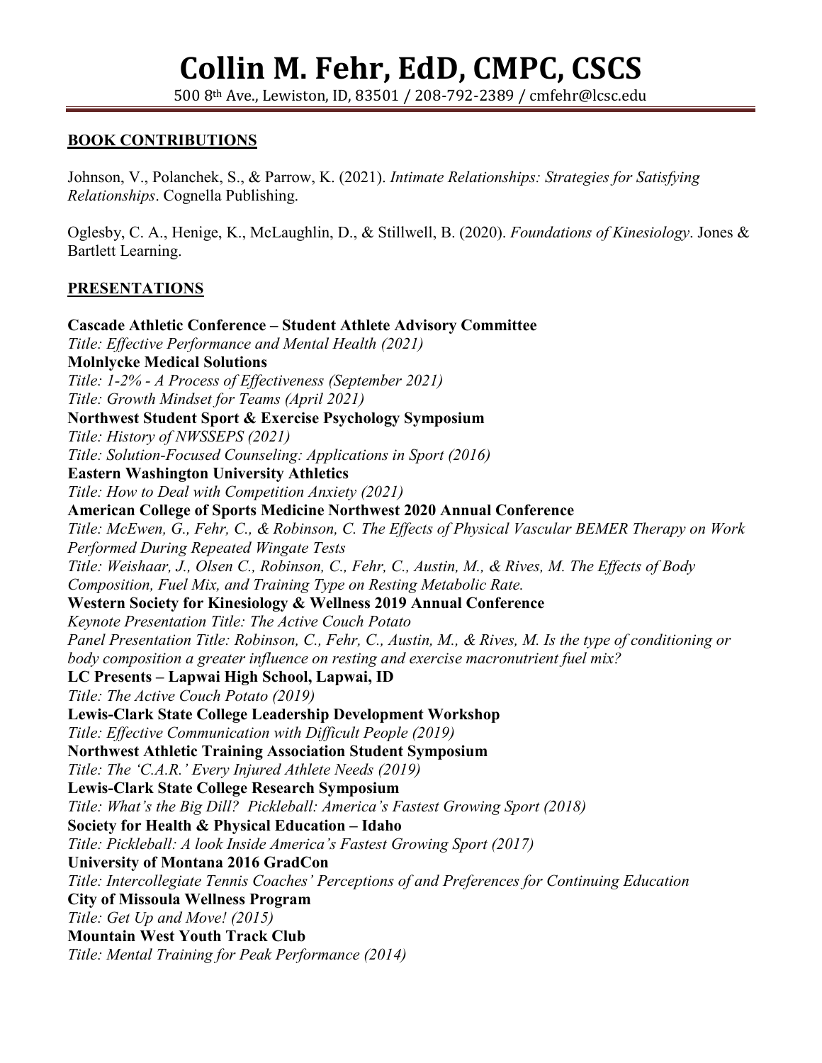# Collin M. Fehr, EdD, CMPC, CSCS

500 8th Ave., Lewiston, ID, 83501 / 208-792-2389 / cmfehr@lcsc.edu

## BOOK CONTRIBUTIONS

Johnson, V., Polanchek, S., & Parrow, K. (2021). *Intimate Relationships: Strategies for Satisfying Relationships*. Cognella Publishing.

Oglesby, C. A., Henige, K., McLaughlin, D., & Stillwell, B. (2020). *Foundations of Kinesiology*. Jones & Bartlett Learning.

## PRESENTATIONS

**Cascade Athletic Conference – Student Athlete Advisory Committee**
*Title: Effective Performance and Mental Health (2021)*

**Molnlycke Medical Solutions**
*Title: 1-2% - A Process of Effectiveness (September 2021)*
*Title: Growth Mindset for Teams (April 2021)*

**Northwest Student Sport & Exercise Psychology Symposium**
*Title: History of NWSSEPS (2021)*
*Title: Solution-Focused Counseling: Applications in Sport (2016)*

**Eastern Washington University Athletics**
*Title: How to Deal with Competition Anxiety (2021)*

**American College of Sports Medicine Northwest 2020 Annual Conference**
*Title: McEwen, G., Fehr, C., & Robinson, C. The Effects of Physical Vascular BEMER Therapy on Work Performed During Repeated Wingate Tests*
*Title: Weishaar, J., Olsen C., Robinson, C., Fehr, C., Austin, M., & Rives, M. The Effects of Body Composition, Fuel Mix, and Training Type on Resting Metabolic Rate.*

**Western Society for Kinesiology & Wellness 2019 Annual Conference**
*Keynote Presentation Title: The Active Couch Potato*
*Panel Presentation Title: Robinson, C., Fehr, C., Austin, M., & Rives, M. Is the type of conditioning or body composition a greater influence on resting and exercise macronutrient fuel mix?*

**LC Presents – Lapwai High School, Lapwai, ID**
*Title: The Active Couch Potato (2019)*

**Lewis-Clark State College Leadership Development Workshop**
*Title: Effective Communication with Difficult People (2019)*

**Northwest Athletic Training Association Student Symposium**
*Title: The 'C.A.R.' Every Injured Athlete Needs (2019)*

**Lewis-Clark State College Research Symposium**
*Title: What's the Big Dill? Pickleball: America's Fastest Growing Sport (2018)*

**Society for Health & Physical Education – Idaho**
*Title: Pickleball: A look Inside America's Fastest Growing Sport (2017)*

**University of Montana 2016 GradCon**
*Title: Intercollegiate Tennis Coaches' Perceptions of and Preferences for Continuing Education*

**City of Missoula Wellness Program**
*Title: Get Up and Move! (2015)*

**Mountain West Youth Track Club**
*Title: Mental Training for Peak Performance (2014)*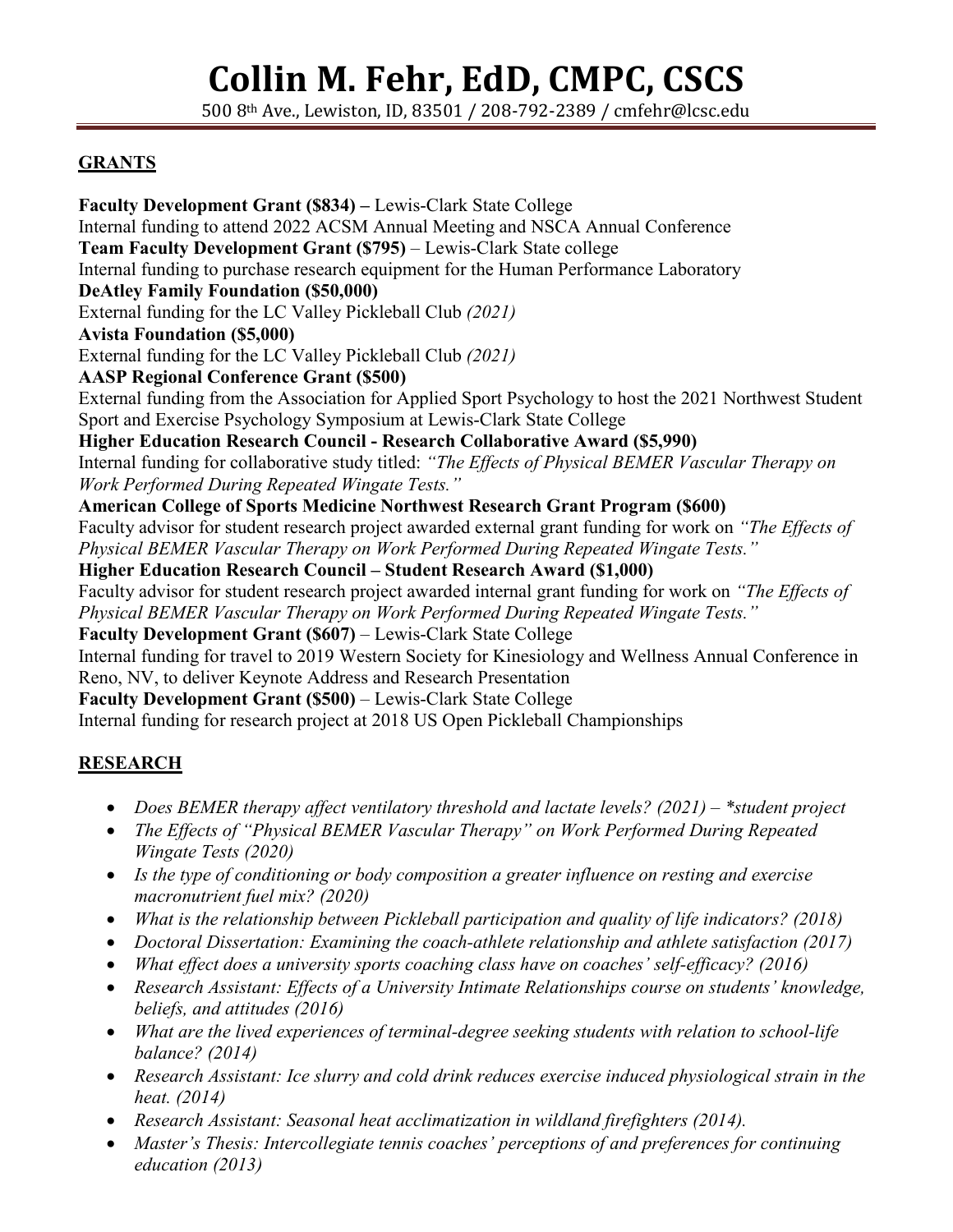# Collin M. Fehr, EdD, CMPC, CSCS

500 8th Ave., Lewiston, ID, 83501 / 208-792-2389 / cmfehr@lcsc.edu

## GRANTS

**Faculty Development Grant ($834) –** Lewis-Clark State College
Internal funding to attend 2022 ACSM Annual Meeting and NSCA Annual Conference

**Team Faculty Development Grant ($795)** – Lewis-Clark State college
Internal funding to purchase research equipment for the Human Performance Laboratory

**DeAtley Family Foundation ($50,000)**
External funding for the LC Valley Pickleball Club *(2021)*

**Avista Foundation ($5,000)**
External funding for the LC Valley Pickleball Club *(2021)*

**AASP Regional Conference Grant ($500)**
External funding from the Association for Applied Sport Psychology to host the 2021 Northwest Student Sport and Exercise Psychology Symposium at Lewis-Clark State College

**Higher Education Research Council - Research Collaborative Award ($5,990)**
Internal funding for collaborative study titled: *"The Effects of Physical BEMER Vascular Therapy on Work Performed During Repeated Wingate Tests."*

**American College of Sports Medicine Northwest Research Grant Program ($600)**
Faculty advisor for student research project awarded external grant funding for work on *"The Effects of Physical BEMER Vascular Therapy on Work Performed During Repeated Wingate Tests."*

**Higher Education Research Council – Student Research Award ($1,000)**
Faculty advisor for student research project awarded internal grant funding for work on *"The Effects of Physical BEMER Vascular Therapy on Work Performed During Repeated Wingate Tests."*

**Faculty Development Grant ($607)** – Lewis-Clark State College
Internal funding for travel to 2019 Western Society for Kinesiology and Wellness Annual Conference in Reno, NV, to deliver Keynote Address and Research Presentation

**Faculty Development Grant ($500)** – Lewis-Clark State College
Internal funding for research project at 2018 US Open Pickleball Championships

## RESEARCH

- *Does BEMER therapy affect ventilatory threshold and lactate levels? (2021) – *student project*
- *The Effects of "Physical BEMER Vascular Therapy" on Work Performed During Repeated Wingate Tests (2020)*
- *Is the type of conditioning or body composition a greater influence on resting and exercise macronutrient fuel mix? (2020)*
- *What is the relationship between Pickleball participation and quality of life indicators? (2018)*
- *Doctoral Dissertation: Examining the coach-athlete relationship and athlete satisfaction (2017)*
- *What effect does a university sports coaching class have on coaches' self-efficacy? (2016)*
- *Research Assistant: Effects of a University Intimate Relationships course on students' knowledge, beliefs, and attitudes (2016)*
- *What are the lived experiences of terminal-degree seeking students with relation to school-life balance? (2014)*
- *Research Assistant: Ice slurry and cold drink reduces exercise induced physiological strain in the heat. (2014)*
- *Research Assistant: Seasonal heat acclimatization in wildland firefighters (2014).*
- *Master's Thesis: Intercollegiate tennis coaches' perceptions of and preferences for continuing education (2013)*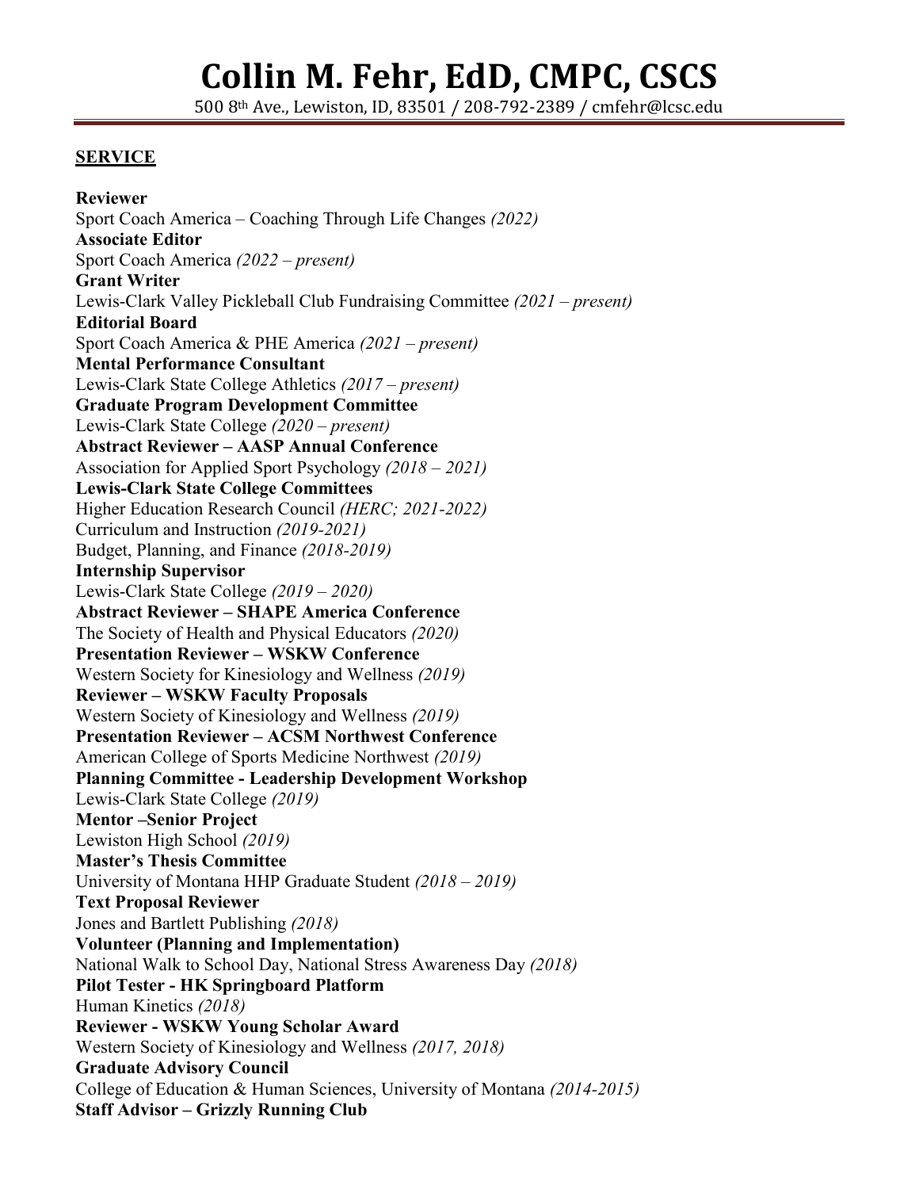# Collin M. Fehr, EdD, CMPC, CSCS

500 8th Ave., Lewiston, ID, 83501 / 208-792-2389 / cmfehr@lcsc.edu

## SERVICE

**Reviewer**
Sport Coach America – Coaching Through Life Changes *(2022)*

**Associate Editor**
Sport Coach America *(2022 – present)*

**Grant Writer**
Lewis-Clark Valley Pickleball Club Fundraising Committee *(2021 – present)*

**Editorial Board**
Sport Coach America & PHE America *(2021 – present)*

**Mental Performance Consultant**
Lewis-Clark State College Athletics *(2017 – present)*

**Graduate Program Development Committee**
Lewis-Clark State College *(2020 – present)*

**Abstract Reviewer – AASP Annual Conference**
Association for Applied Sport Psychology *(2018 – 2021)*

**Lewis-Clark State College Committees**
Higher Education Research Council *(HERC; 2021-2022)*
Curriculum and Instruction *(2019-2021)*
Budget, Planning, and Finance *(2018-2019)*

**Internship Supervisor**
Lewis-Clark State College *(2019 – 2020)*

**Abstract Reviewer – SHAPE America Conference**
The Society of Health and Physical Educators *(2020)*

**Presentation Reviewer – WSKW Conference**
Western Society for Kinesiology and Wellness *(2019)*

**Reviewer – WSKW Faculty Proposals**
Western Society of Kinesiology and Wellness *(2019)*

**Presentation Reviewer – ACSM Northwest Conference**
American College of Sports Medicine Northwest *(2019)*

**Planning Committee - Leadership Development Workshop**
Lewis-Clark State College *(2019)*

**Mentor –Senior Project**
Lewiston High School *(2019)*

**Master's Thesis Committee**
University of Montana HHP Graduate Student *(2018 – 2019)*

**Text Proposal Reviewer**
Jones and Bartlett Publishing *(2018)*

**Volunteer (Planning and Implementation)**
National Walk to School Day, National Stress Awareness Day *(2018)*

**Pilot Tester - HK Springboard Platform**
Human Kinetics *(2018)*

**Reviewer - WSKW Young Scholar Award**
Western Society of Kinesiology and Wellness *(2017, 2018)*

**Graduate Advisory Council**
College of Education & Human Sciences, University of Montana *(2014-2015)*

**Staff Advisor – Grizzly Running Club**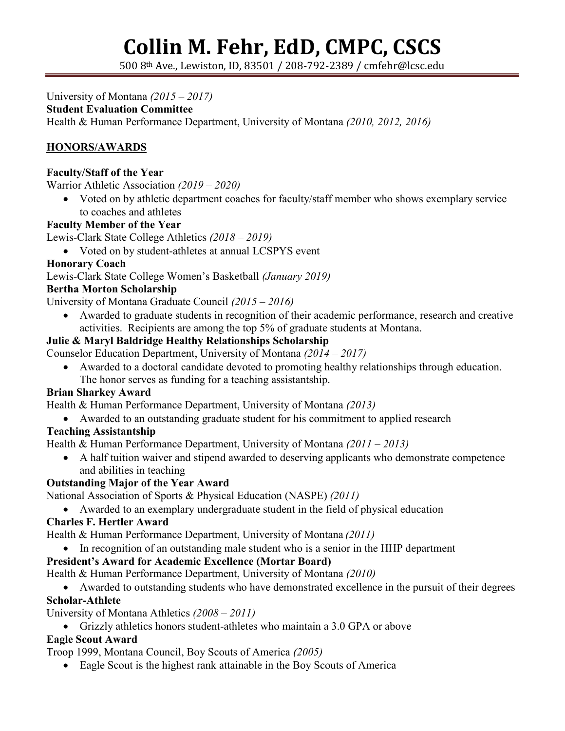University of Montana *(2015 – 2017)*
**Student Evaluation Committee**
Health & Human Performance Department, University of Montana *(2010, 2012, 2016)*

## HONORS/AWARDS

**Faculty/Staff of the Year**
Warrior Athletic Association *(2019 – 2020)*

- Voted on by athletic department coaches for faculty/staff member who shows exemplary service to coaches and athletes

**Faculty Member of the Year**
Lewis-Clark State College Athletics *(2018 – 2019)*

- Voted on by student-athletes at annual LCSPYS event

**Honorary Coach**
Lewis-Clark State College Women's Basketball *(January 2019)*

**Bertha Morton Scholarship**
University of Montana Graduate Council *(2015 – 2016)*

- Awarded to graduate students in recognition of their academic performance, research and creative activities. Recipients are among the top 5% of graduate students at Montana.

**Julie & Maryl Baldridge Healthy Relationships Scholarship**
Counselor Education Department, University of Montana *(2014 – 2017)*

- Awarded to a doctoral candidate devoted to promoting healthy relationships through education. The honor serves as funding for a teaching assistantship.

**Brian Sharkey Award**
Health & Human Performance Department, University of Montana *(2013)*

- Awarded to an outstanding graduate student for his commitment to applied research

**Teaching Assistantship**
Health & Human Performance Department, University of Montana *(2011 – 2013)*

- A half tuition waiver and stipend awarded to deserving applicants who demonstrate competence and abilities in teaching

**Outstanding Major of the Year Award**
National Association of Sports & Physical Education (NASPE) *(2011)*

- Awarded to an exemplary undergraduate student in the field of physical education

**Charles F. Hertler Award**
Health & Human Performance Department, University of Montana *(2011)*

- In recognition of an outstanding male student who is a senior in the HHP department

**President's Award for Academic Excellence (Mortar Board)**
Health & Human Performance Department, University of Montana *(2010)*

- Awarded to outstanding students who have demonstrated excellence in the pursuit of their degrees

**Scholar-Athlete**
University of Montana Athletics *(2008 – 2011)*

- Grizzly athletics honors student-athletes who maintain a 3.0 GPA or above

**Eagle Scout Award**
Troop 1999, Montana Council, Boy Scouts of America *(2005)*

- Eagle Scout is the highest rank attainable in the Boy Scouts of America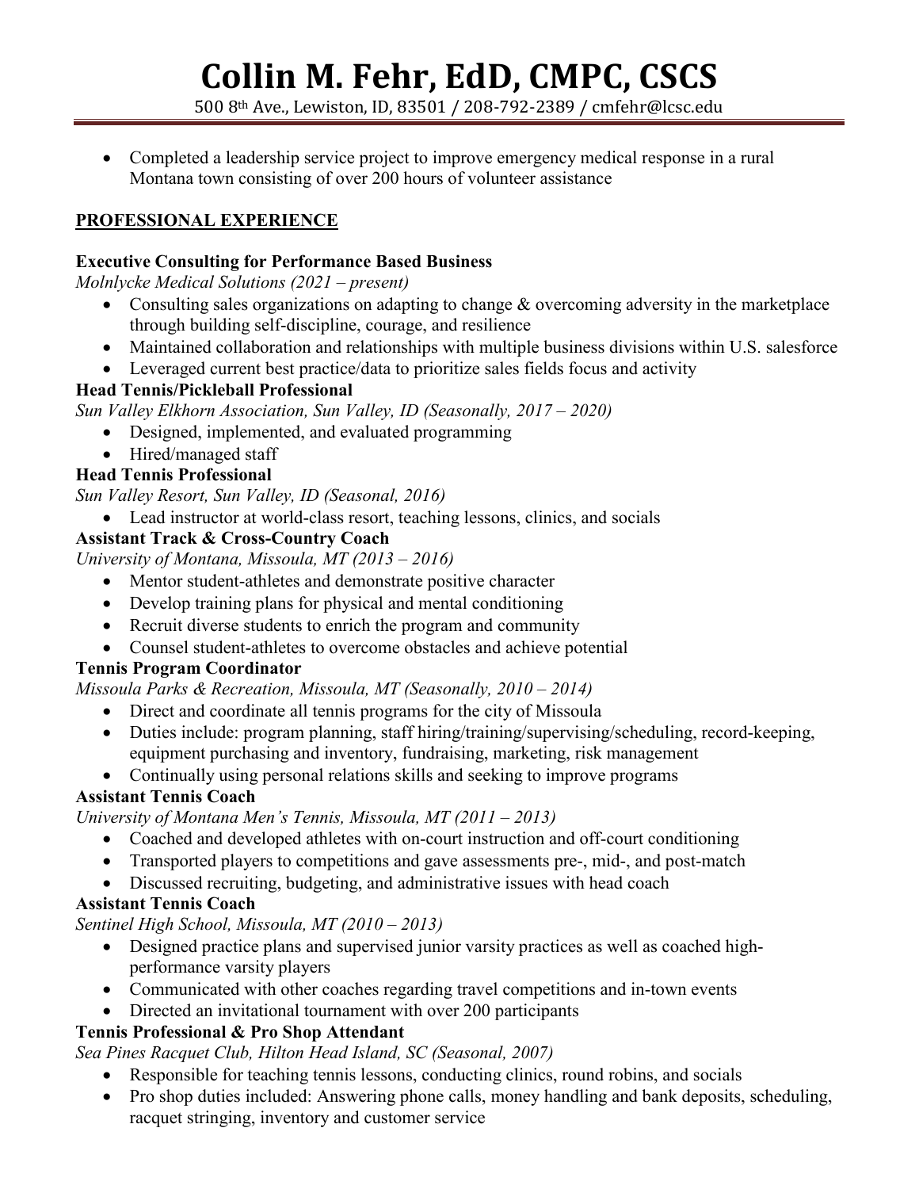- Completed a leadership service project to improve emergency medical response in a rural Montana town consisting of over 200 hours of volunteer assistance

## PROFESSIONAL EXPERIENCE

**Executive Consulting for Performance Based Business**
*Molnlycke Medical Solutions (2021 – present)*

- Consulting sales organizations on adapting to change & overcoming adversity in the marketplace through building self-discipline, courage, and resilience
- Maintained collaboration and relationships with multiple business divisions within U.S. salesforce
- Leveraged current best practice/data to prioritize sales fields focus and activity

**Head Tennis/Pickleball Professional**
*Sun Valley Elkhorn Association, Sun Valley, ID (Seasonally, 2017 – 2020)*

- Designed, implemented, and evaluated programming
- Hired/managed staff

**Head Tennis Professional**
*Sun Valley Resort, Sun Valley, ID (Seasonal, 2016)*

- Lead instructor at world-class resort, teaching lessons, clinics, and socials

**Assistant Track & Cross-Country Coach**
*University of Montana, Missoula, MT (2013 – 2016)*

- Mentor student-athletes and demonstrate positive character
- Develop training plans for physical and mental conditioning
- Recruit diverse students to enrich the program and community
- Counsel student-athletes to overcome obstacles and achieve potential

**Tennis Program Coordinator**
*Missoula Parks & Recreation, Missoula, MT (Seasonally, 2010 – 2014)*

- Direct and coordinate all tennis programs for the city of Missoula
- Duties include: program planning, staff hiring/training/supervising/scheduling, record-keeping, equipment purchasing and inventory, fundraising, marketing, risk management
- Continually using personal relations skills and seeking to improve programs

**Assistant Tennis Coach**
*University of Montana Men's Tennis, Missoula, MT (2011 – 2013)*

- Coached and developed athletes with on-court instruction and off-court conditioning
- Transported players to competitions and gave assessments pre-, mid-, and post-match
- Discussed recruiting, budgeting, and administrative issues with head coach

**Assistant Tennis Coach**
*Sentinel High School, Missoula, MT (2010 – 2013)*

- Designed practice plans and supervised junior varsity practices as well as coached high-performance varsity players
- Communicated with other coaches regarding travel competitions and in-town events
- Directed an invitational tournament with over 200 participants

**Tennis Professional & Pro Shop Attendant**
*Sea Pines Racquet Club, Hilton Head Island, SC (Seasonal, 2007)*

- Responsible for teaching tennis lessons, conducting clinics, round robins, and socials
- Pro shop duties included: Answering phone calls, money handling and bank deposits, scheduling, racquet stringing, inventory and customer service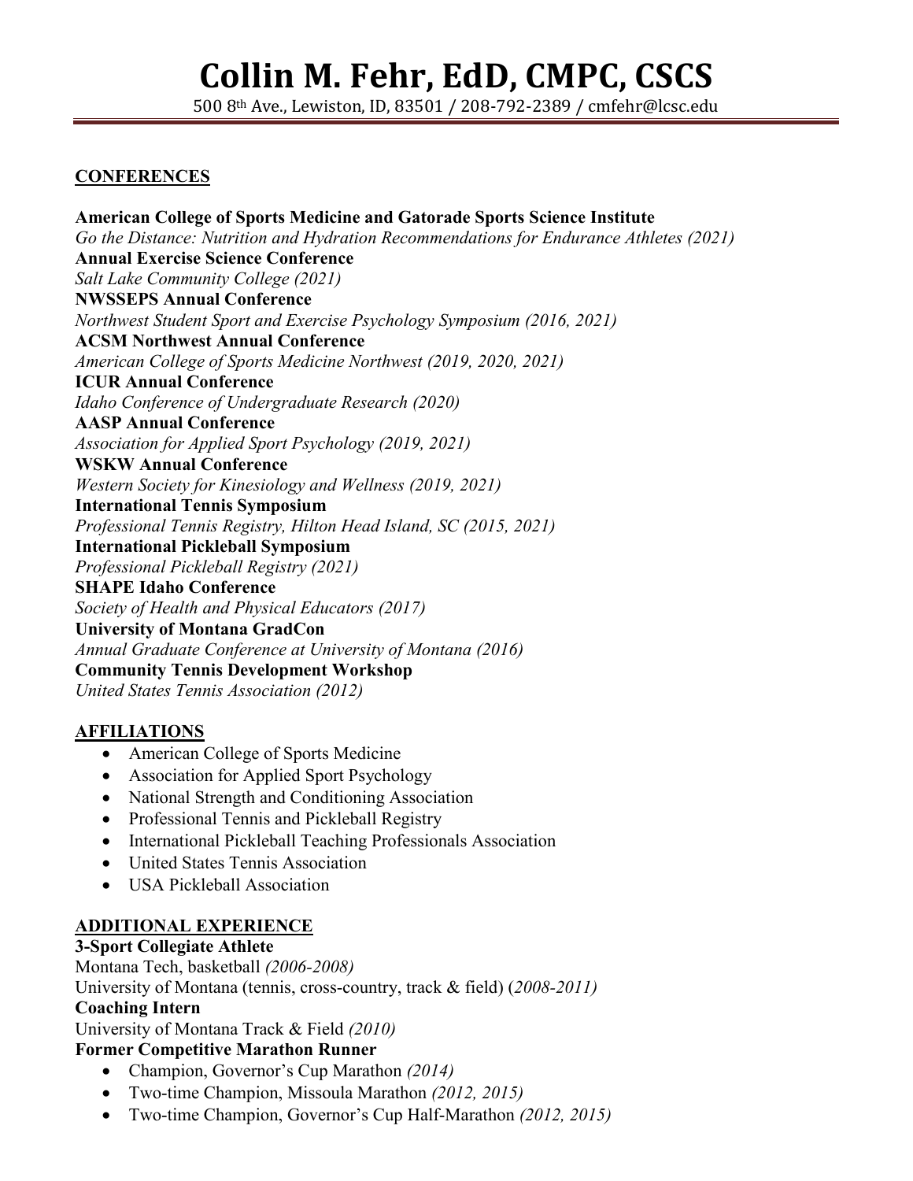# Collin M. Fehr, EdD, CMPC, CSCS

500 8th Ave., Lewiston, ID, 83501 / 208-792-2389 / cmfehr@lcsc.edu

## CONFERENCES

**American College of Sports Medicine and Gatorade Sports Science Institute**
*Go the Distance: Nutrition and Hydration Recommendations for Endurance Athletes (2021)*
**Annual Exercise Science Conference**
*Salt Lake Community College (2021)*
**NWSSEPS Annual Conference**
*Northwest Student Sport and Exercise Psychology Symposium (2016, 2021)*
**ACSM Northwest Annual Conference**
*American College of Sports Medicine Northwest (2019, 2020, 2021)*
**ICUR Annual Conference**
*Idaho Conference of Undergraduate Research (2020)*
**AASP Annual Conference**
*Association for Applied Sport Psychology (2019, 2021)*
**WSKW Annual Conference**
*Western Society for Kinesiology and Wellness (2019, 2021)*
**International Tennis Symposium**
*Professional Tennis Registry, Hilton Head Island, SC (2015, 2021)*
**International Pickleball Symposium**
*Professional Pickleball Registry (2021)*
**SHAPE Idaho Conference**
*Society of Health and Physical Educators (2017)*
**University of Montana GradCon**
*Annual Graduate Conference at University of Montana (2016)*
**Community Tennis Development Workshop**
*United States Tennis Association (2012)*

## AFFILIATIONS

- American College of Sports Medicine
- Association for Applied Sport Psychology
- National Strength and Conditioning Association
- Professional Tennis and Pickleball Registry
- International Pickleball Teaching Professionals Association
- United States Tennis Association
- USA Pickleball Association

## ADDITIONAL EXPERIENCE

**3-Sport Collegiate Athlete**
Montana Tech, basketball *(2006-2008)*
University of Montana (tennis, cross-country, track & field) (*2008-2011)*
**Coaching Intern**
University of Montana Track & Field *(2010)*
**Former Competitive Marathon Runner**

- Champion, Governor's Cup Marathon *(2014)*
- Two-time Champion, Missoula Marathon *(2012, 2015)*
- Two-time Champion, Governor's Cup Half-Marathon *(2012, 2015)*